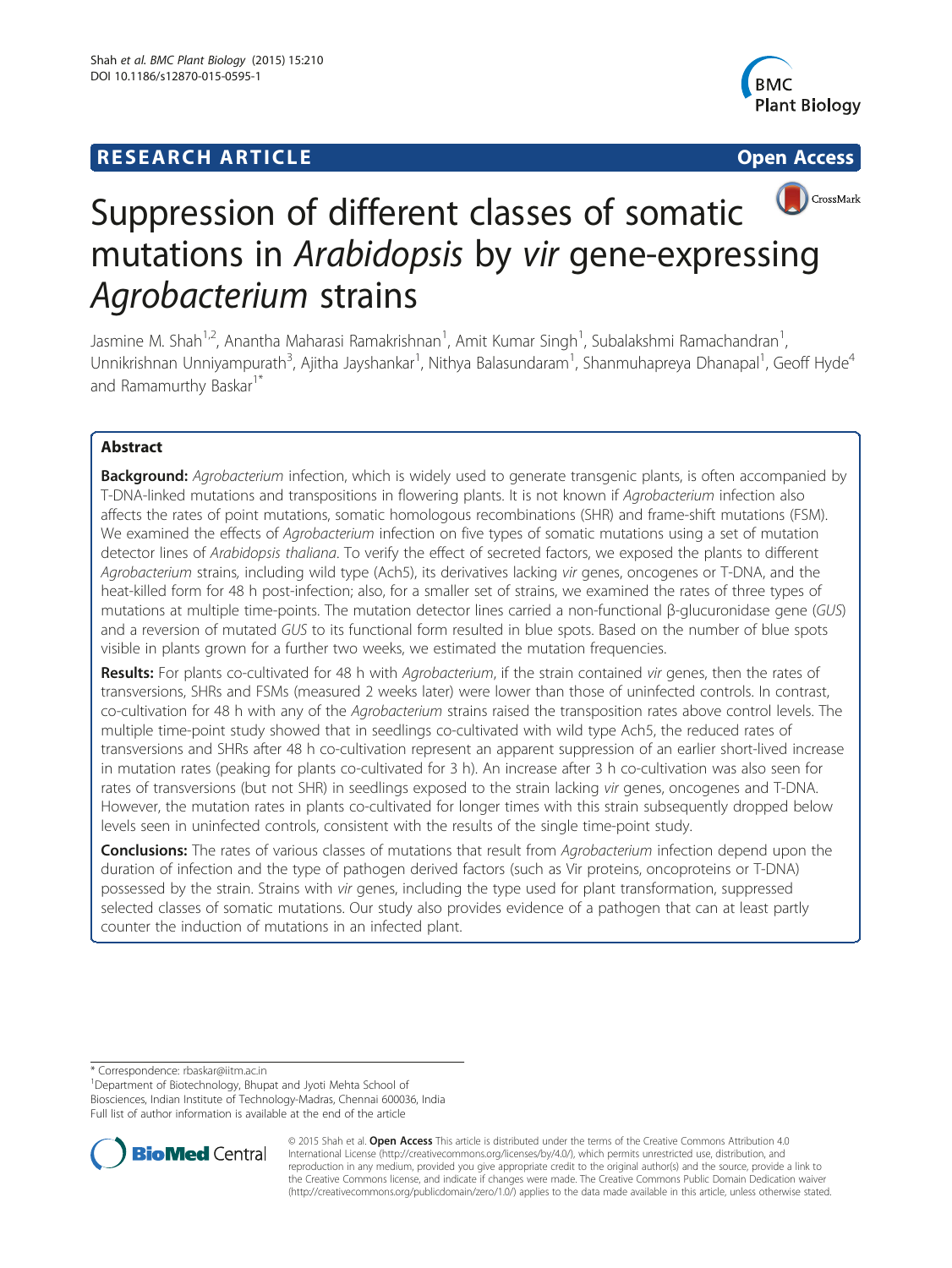RESEARCH ARTICLE

Open Access

# Suppression of different classes of somatic mutations in *Arabidopsis* by *vir* gene-expressing *Agrobacterium* strains

Jasmine M. Shah[1,2], Anantha Maharasi Ramakrishnan[1], Amit Kumar Singh[1], Subalakshmi Ramachandran[1], Unnikrishnan Unniyampurath[3], Ajitha Jayshankar[1], Nithya Balasundaram[1], Shanmuhapreya Dhanapal[1], Geoff Hyde[4] and Ramamurthy Baskar[1*]

## Abstract

**Background:** *Agrobacterium* infection, which is widely used to generate transgenic plants, is often accompanied by T-DNA-linked mutations and transpositions in flowering plants. It is not known if *Agrobacterium* infection also affects the rates of point mutations, somatic homologous recombinations (SHR) and frame-shift mutations (FSM). We examined the effects of *Agrobacterium* infection on five types of somatic mutations using a set of mutation detector lines of *Arabidopsis thaliana*. To verify the effect of secreted factors, we exposed the plants to different *Agrobacterium* strains, including wild type (Ach5), its derivatives lacking *vir* genes, oncogenes or T-DNA, and the heat-killed form for 48 h post-infection; also, for a smaller set of strains, we examined the rates of three types of mutations at multiple time-points. The mutation detector lines carried a non-functional β-glucuronidase gene (*GUS*) and a reversion of mutated *GUS* to its functional form resulted in blue spots. Based on the number of blue spots visible in plants grown for a further two weeks, we estimated the mutation frequencies.

**Results:** For plants co-cultivated for 48 h with *Agrobacterium*, if the strain contained *vir* genes, then the rates of transversions, SHRs and FSMs (measured 2 weeks later) were lower than those of uninfected controls. In contrast, co-cultivation for 48 h with any of the *Agrobacterium* strains raised the transposition rates above control levels. The multiple time-point study showed that in seedlings co-cultivated with wild type Ach5, the reduced rates of transversions and SHRs after 48 h co-cultivation represent an apparent suppression of an earlier short-lived increase in mutation rates (peaking for plants co-cultivated for 3 h). An increase after 3 h co-cultivation was also seen for rates of transversions (but not SHR) in seedlings exposed to the strain lacking *vir* genes, oncogenes and T-DNA. However, the mutation rates in plants co-cultivated for longer times with this strain subsequently dropped below levels seen in uninfected controls, consistent with the results of the single time-point study.

**Conclusions:** The rates of various classes of mutations that result from *Agrobacterium* infection depend upon the duration of infection and the type of pathogen derived factors (such as Vir proteins, oncoproteins or T-DNA) possessed by the strain. Strains with *vir* genes, including the type used for plant transformation, suppressed selected classes of somatic mutations. Our study also provides evidence of a pathogen that can at least partly counter the induction of mutations in an infected plant.

\* Correspondence: rbaskar@iitm.ac.in

[1]Department of Biotechnology, Bhupat and Jyoti Mehta School of Biosciences, Indian Institute of Technology-Madras, Chennai 600036, India

Full list of author information is available at the end of the article

© 2015 Shah et al. **Open Access** This article is distributed under the terms of the Creative Commons Attribution 4.0 International License (http://creativecommons.org/licenses/by/4.0/), which permits unrestricted use, distribution, and reproduction in any medium, provided you give appropriate credit to the original author(s) and the source, provide a link to the Creative Commons license, and indicate if changes were made. The Creative Commons Public Domain Dedication waiver (http://creativecommons.org/publicdomain/zero/1.0/) applies to the data made available in this article, unless otherwise stated.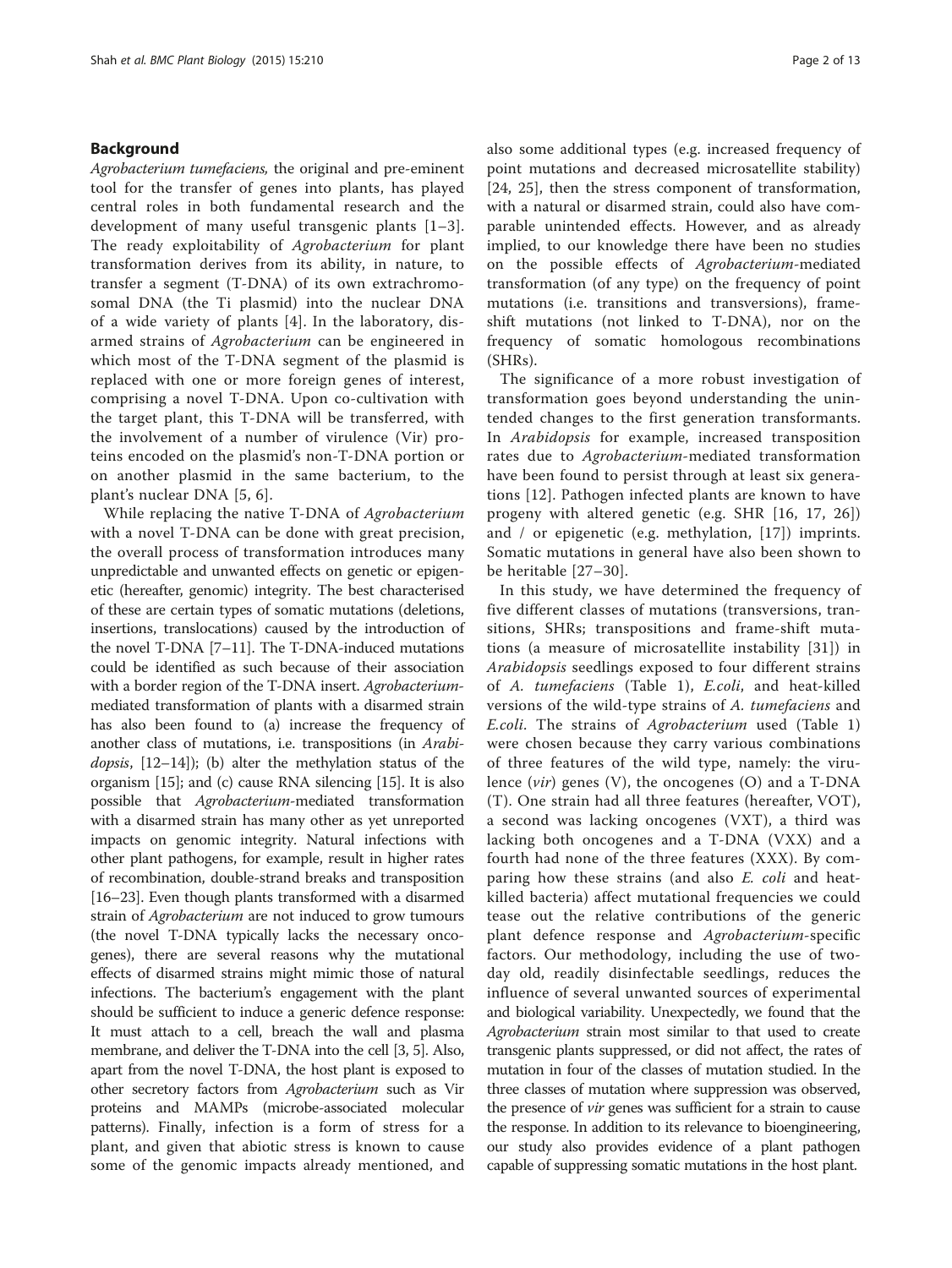## Background

*Agrobacterium tumefaciens,* the original and pre-eminent tool for the transfer of genes into plants, has played central roles in both fundamental research and the development of many useful transgenic plants [1–3]. The ready exploitability of *Agrobacterium* for plant transformation derives from its ability, in nature, to transfer a segment (T-DNA) of its own extrachromosomal DNA (the Ti plasmid) into the nuclear DNA of a wide variety of plants [4]. In the laboratory, disarmed strains of *Agrobacterium* can be engineered in which most of the T-DNA segment of the plasmid is replaced with one or more foreign genes of interest, comprising a novel T-DNA. Upon co-cultivation with the target plant, this T-DNA will be transferred, with the involvement of a number of virulence (Vir) proteins encoded on the plasmid's non-T-DNA portion or on another plasmid in the same bacterium, to the plant's nuclear DNA [5, 6].

While replacing the native T-DNA of *Agrobacterium* with a novel T-DNA can be done with great precision, the overall process of transformation introduces many unpredictable and unwanted effects on genetic or epigenetic (hereafter, genomic) integrity. The best characterised of these are certain types of somatic mutations (deletions, insertions, translocations) caused by the introduction of the novel T-DNA [7–11]. The T-DNA-induced mutations could be identified as such because of their association with a border region of the T-DNA insert. *Agrobacterium*-mediated transformation of plants with a disarmed strain has also been found to (a) increase the frequency of another class of mutations, i.e. transpositions (in *Arabidopsis*, [12–14]); (b) alter the methylation status of the organism [15]; and (c) cause RNA silencing [15]. It is also possible that *Agrobacterium*-mediated transformation with a disarmed strain has many other as yet unreported impacts on genomic integrity. Natural infections with other plant pathogens, for example, result in higher rates of recombination, double-strand breaks and transposition [16–23]. Even though plants transformed with a disarmed strain of *Agrobacterium* are not induced to grow tumours (the novel T-DNA typically lacks the necessary oncogenes), there are several reasons why the mutational effects of disarmed strains might mimic those of natural infections. The bacterium's engagement with the plant should be sufficient to induce a generic defence response: It must attach to a cell, breach the wall and plasma membrane, and deliver the T-DNA into the cell [3, 5]. Also, apart from the novel T-DNA, the host plant is exposed to other secretory factors from *Agrobacterium* such as Vir proteins and MAMPs (microbe-associated molecular patterns). Finally, infection is a form of stress for a plant, and given that abiotic stress is known to cause some of the genomic impacts already mentioned, and also some additional types (e.g. increased frequency of point mutations and decreased microsatellite stability) [24, 25], then the stress component of transformation, with a natural or disarmed strain, could also have comparable unintended effects. However, and as already implied, to our knowledge there have been no studies on the possible effects of *Agrobacterium*-mediated transformation (of any type) on the frequency of point mutations (i.e. transitions and transversions), frameshift mutations (not linked to T-DNA), nor on the frequency of somatic homologous recombinations (SHRs).

The significance of a more robust investigation of transformation goes beyond understanding the unintended changes to the first generation transformants. In *Arabidopsis* for example, increased transposition rates due to *Agrobacterium*-mediated transformation have been found to persist through at least six generations [12]. Pathogen infected plants are known to have progeny with altered genetic (e.g. SHR [16, 17, 26]) and / or epigenetic (e.g. methylation, [17]) imprints. Somatic mutations in general have also been shown to be heritable [27–30].

In this study, we have determined the frequency of five different classes of mutations (transversions, transitions, SHRs; transpositions and frame-shift mutations (a measure of microsatellite instability [31]) in *Arabidopsis* seedlings exposed to four different strains of *A. tumefaciens* (Table 1), *E.coli*, and heat-killed versions of the wild-type strains of *A. tumefaciens* and *E.coli*. The strains of *Agrobacterium* used (Table 1) were chosen because they carry various combinations of three features of the wild type, namely: the virulence (*vir*) genes (V), the oncogenes (O) and a T-DNA (T). One strain had all three features (hereafter, VOT), a second was lacking oncogenes (VXT), a third was lacking both oncogenes and a T-DNA (VXX) and a fourth had none of the three features (XXX). By comparing how these strains (and also *E. coli* and heat-killed bacteria) affect mutational frequencies we could tease out the relative contributions of the generic plant defence response and *Agrobacterium*-specific factors. Our methodology, including the use of two-day old, readily disinfectable seedlings, reduces the influence of several unwanted sources of experimental and biological variability. Unexpectedly, we found that the *Agrobacterium* strain most similar to that used to create transgenic plants suppressed, or did not affect, the rates of mutation in four of the classes of mutation studied. In the three classes of mutation where suppression was observed, the presence of *vir* genes was sufficient for a strain to cause the response. In addition to its relevance to bioengineering, our study also provides evidence of a plant pathogen capable of suppressing somatic mutations in the host plant.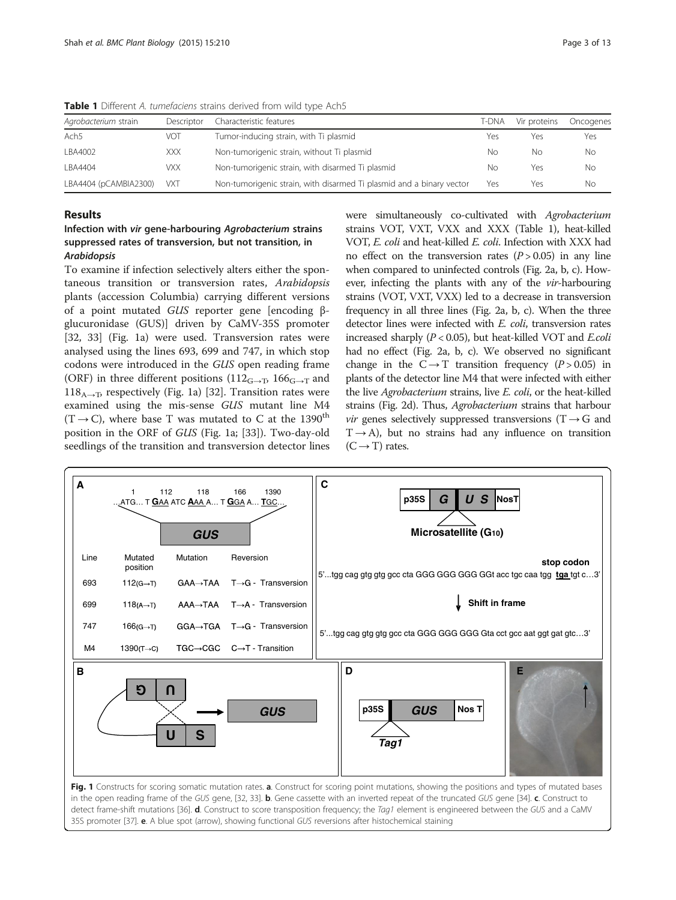**Table 1** Different *A. tumefaciens* strains derived from wild type Ach5

| *Agrobacterium* strain | Descriptor | Characteristic features | T-DNA | Vir proteins | Oncogenes |
|---|---|---|---|---|---|
| Ach5 | VOT | Tumor-inducing strain, with Ti plasmid | Yes | Yes | Yes |
| LBA4002 | XXX | Non-tumorigenic strain, without Ti plasmid | No | No | No |
| LBA4404 | VXX | Non-tumorigenic strain, with disarmed Ti plasmid | No | Yes | No |
| LBA4404 (pCAMBIA2300) | VXT | Non-tumorigenic strain, with disarmed Ti plasmid and a binary vector | Yes | Yes | No |

## Results

### Infection with *vir* gene-harbouring *Agrobacterium* strains suppressed rates of transversion, but not transition, in *Arabidopsis*

To examine if infection selectively alters either the spontaneous transition or transversion rates, *Arabidopsis* plants (accession Columbia) carrying different versions of a point mutated *GUS* reporter gene [encoding β-glucuronidase (GUS)] driven by CaMV-35S promoter [32, 33] (Fig. 1a) were used. Transversion rates were analysed using the lines 693, 699 and 747, in which stop codons were introduced in the *GUS* open reading frame (ORF) in three different positions ($112_{G\rightarrow T}$, $166_{G\rightarrow T}$ and $118_{A\rightarrow T}$, respectively (Fig. 1a) [32]. Transition rates were examined using the mis-sense *GUS* mutant line M4 (T → C), where base T was mutated to C at the 1390[th] position in the ORF of *GUS* (Fig. 1a; [33]). Two-day-old seedlings of the transition and transversion detector lines were simultaneously co-cultivated with *Agrobacterium* strains VOT, VXT, VXX and XXX (Table 1), heat-killed VOT, *E. coli* and heat-killed *E. coli*. Infection with XXX had no effect on the transversion rates ($P > 0.05$) in any line when compared to uninfected controls (Fig. 2a, b, c). However, infecting the plants with any of the *vir*-harbouring strains (VOT, VXT, VXX) led to a decrease in transversion frequency in all three lines (Fig. 2a, b, c). When the three detector lines were infected with *E. coli*, transversion rates increased sharply ($P < 0.05$), but heat-killed VOT and *E.coli* had no effect (Fig. 2a, b, c). We observed no significant change in the C → T transition frequency ($P > 0.05$) in plants of the detector line M4 that were infected with either the live *Agrobacterium* strains, live *E. coli*, or the heat-killed strains (Fig. 2d). Thus, *Agrobacterium* strains that harbour *vir* genes selectively suppressed transversions (T → G and T → A), but no strains had any influence on transition (C → T) rates.

**Fig. 1** Constructs for scoring somatic mutation rates. **a**. Construct for scoring point mutations, showing the positions and types of mutated bases in the open reading frame of the *GUS* gene, [32, 33]. **b**. Gene cassette with an inverted repeat of the truncated *GUS* gene [34]. **c**. Construct to detect frame-shift mutations [36]. **d**. Construct to score transposition frequency; the *Tag1* element is engineered between the *GUS* and a CaMV 35S promoter [37]. **e**. A blue spot (arrow), showing functional *GUS* reversions after histochemical staining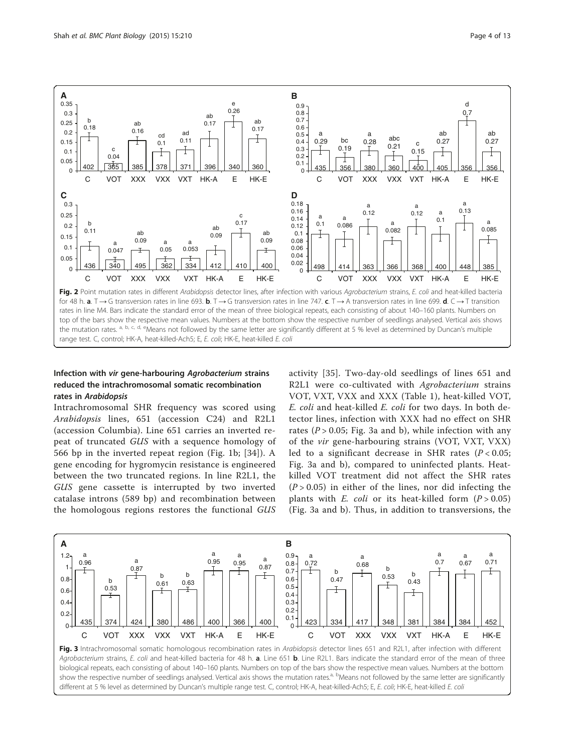Fig. 2 Point mutation rates in different *Arabidopsis* detector lines, after infection with various *Agrobacterium* strains, *E. coli* and heat-killed bacteria for 48 h. **a**. T → G transversion rates in line 693. **b**. T → G transversion rates in line 747. **c**. T → A transversion rates in line 699. **d**. C → T transition rates in line M4. Bars indicate the standard error of the mean of three biological repeats, each consisting of about 140–160 plants. Numbers on top of the bars show the respective mean values. Numbers at the bottom show the respective number of seedlings analysed. Vertical axis shows the mutation rates. [a, b, c, d, e]Means not followed by the same letter are significantly different at 5 % level as determined by Duncan's multiple range test. C, control; HK-A, heat-killed-Ach5; E, *E. coli*; HK-E, heat-killed *E. coli*

### Infection with *vir* gene-harbouring *Agrobacterium* strains reduced the intrachromosomal somatic recombination rates in *Arabidopsis*

Intrachromosomal SHR frequency was scored using *Arabidopsis* lines, 651 (accession C24) and R2L1 (accession Columbia). Line 651 carries an inverted repeat of truncated *GUS* with a sequence homology of 566 bp in the inverted repeat region (Fig. 1b; [34]). A gene encoding for hygromycin resistance is engineered between the two truncated regions. In line R2L1, the *GUS* gene cassette is interrupted by two inverted catalase introns (589 bp) and recombination between the homologous regions restores the functional *GUS* activity [35]. Two-day-old seedlings of lines 651 and R2L1 were co-cultivated with *Agrobacterium* strains VOT, VXT, VXX and XXX (Table 1), heat-killed VOT, *E. coli* and heat-killed *E. coli* for two days. In both detector lines, infection with XXX had no effect on SHR rates ($P > 0.05$; Fig. 3a and b), while infection with any of the *vir* gene-harbouring strains (VOT, VXT, VXX) led to a significant decrease in SHR rates ($P < 0.05$; Fig. 3a and b), compared to uninfected plants. Heat-killed VOT treatment did not affect the SHR rates ($P > 0.05$) in either of the lines, nor did infecting the plants with *E. coli* or its heat-killed form ($P > 0.05$) (Fig. 3a and b). Thus, in addition to transversions, the

Fig. 3 Intrachromosomal somatic homologous recombination rates in *Arabidopsis* detector lines 651 and R2L1, after infection with different *Agrobacterium* strains, *E. coli* and heat-killed bacteria for 48 h. **a**. Line 651 **b**. Line R2L1. Bars indicate the standard error of the mean of three biological repeats, each consisting of about 140–160 plants. Numbers on top of the bars show the respective mean values. Numbers at the bottom show the respective number of seedlings analysed. Vertical axis shows the mutation rates.[a, b]Means not followed by the same letter are significantly different at 5 % level as determined by Duncan's multiple range test. C, control; HK-A, heat-killed-Ach5; E, *E. coli*; HK-E, heat-killed *E. coli*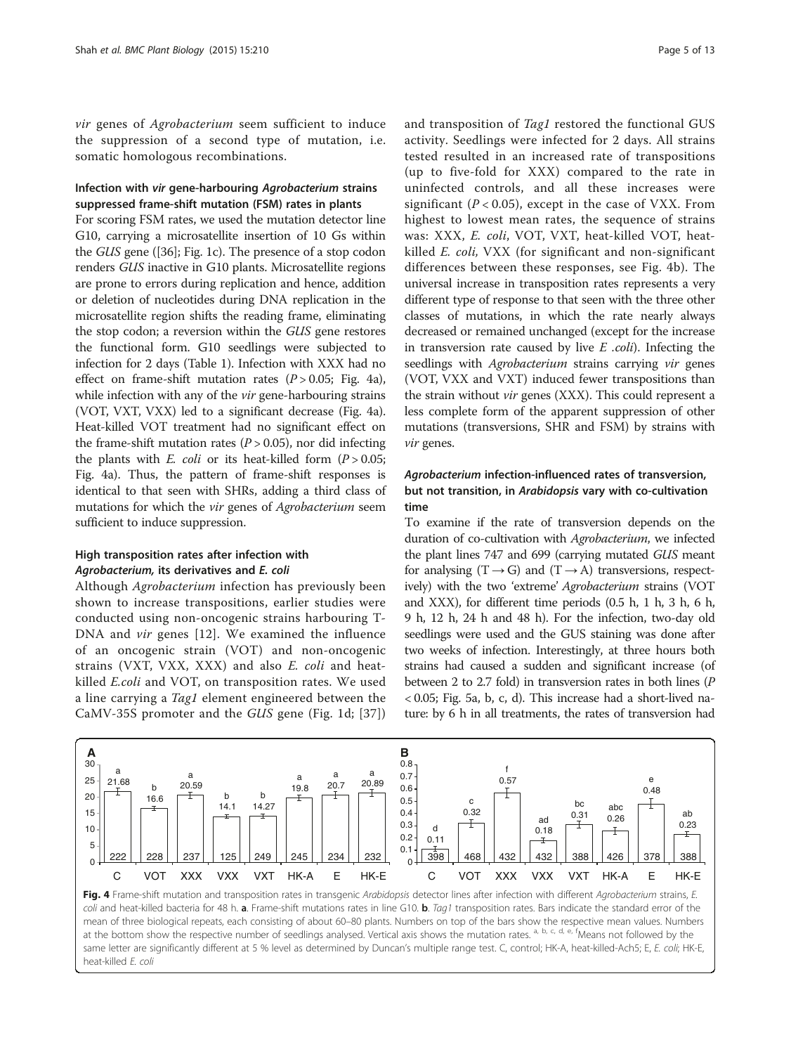*vir* genes of *Agrobacterium* seem sufficient to induce the suppression of a second type of mutation, i.e. somatic homologous recombinations.

### Infection with *vir* gene-harbouring *Agrobacterium* strains suppressed frame-shift mutation (FSM) rates in plants

For scoring FSM rates, we used the mutation detector line G10, carrying a microsatellite insertion of 10 Gs within the *GUS* gene ([36]; Fig. 1c). The presence of a stop codon renders *GUS* inactive in G10 plants. Microsatellite regions are prone to errors during replication and hence, addition or deletion of nucleotides during DNA replication in the microsatellite region shifts the reading frame, eliminating the stop codon; a reversion within the *GUS* gene restores the functional form. G10 seedlings were subjected to infection for 2 days (Table 1). Infection with XXX had no effect on frame-shift mutation rates ($P > 0.05$; Fig. 4a), while infection with any of the *vir* gene-harbouring strains (VOT, VXT, VXX) led to a significant decrease (Fig. 4a). Heat-killed VOT treatment had no significant effect on the frame-shift mutation rates ($P > 0.05$), nor did infecting the plants with *E. coli* or its heat-killed form ($P > 0.05$; Fig. 4a). Thus, the pattern of frame-shift responses is identical to that seen with SHRs, adding a third class of mutations for which the *vir* genes of *Agrobacterium* seem sufficient to induce suppression.

### High transposition rates after infection with *Agrobacterium*, its derivatives and *E. coli*

Although *Agrobacterium* infection has previously been shown to increase transpositions, earlier studies were conducted using non-oncogenic strains harbouring T-DNA and *vir* genes [12]. We examined the influence of an oncogenic strain (VOT) and non-oncogenic strains (VXT, VXX, XXX) and also *E. coli* and heat-killed *E.coli* and VOT, on transposition rates. We used a line carrying a *Tag1* element engineered between the CaMV-35S promoter and the *GUS* gene (Fig. 1d; [37]) and transposition of *Tag1* restored the functional GUS activity. Seedlings were infected for 2 days. All strains tested resulted in an increased rate of transpositions (up to five-fold for XXX) compared to the rate in uninfected controls, and all these increases were significant ($P < 0.05$), except in the case of VXX. From highest to lowest mean rates, the sequence of strains was: XXX, *E. coli*, VOT, VXT, heat-killed VOT, heat-killed *E. coli*, VXX (for significant and non-significant differences between these responses, see Fig. 4b). The universal increase in transposition rates represents a very different type of response to that seen with the three other classes of mutations, in which the rate nearly always decreased or remained unchanged (except for the increase in transversion rate caused by live *E .coli*). Infecting the seedlings with *Agrobacterium* strains carrying *vir* genes (VOT, VXX and VXT) induced fewer transpositions than the strain without *vir* genes (XXX). This could represent a less complete form of the apparent suppression of other mutations (transversions, SHR and FSM) by strains with *vir* genes.

### *Agrobacterium* infection-influenced rates of transversion, but not transition, in *Arabidopsis* vary with co-cultivation time

To examine if the rate of transversion depends on the duration of co-cultivation with *Agrobacterium*, we infected the plant lines 747 and 699 (carrying mutated *GUS* meant for analysing ($T \rightarrow G$) and ($T \rightarrow A$) transversions, respectively) with the two 'extreme' *Agrobacterium* strains (VOT and XXX), for different time periods (0.5 h, 1 h, 3 h, 6 h, 9 h, 12 h, 24 h and 48 h). For the infection, two-day old seedlings were used and the GUS staining was done after two weeks of infection. Interestingly, at three hours both strains had caused a sudden and significant increase (of between 2 to 2.7 fold) in transversion rates in both lines ($P < 0.05$; Fig. 5a, b, c, d). This increase had a short-lived nature: by 6 h in all treatments, the rates of transversion had

**Fig. 4** Frame-shift mutation and transposition rates in transgenic *Arabidopsis* detector lines after infection with different *Agrobacterium* strains, *E. coli* and heat-killed bacteria for 48 h. **a**. Frame-shift mutations rates in line G10. **b**. *Tag1* transposition rates. Bars indicate the standard error of the mean of three biological repeats, each consisting of about 60–80 plants. Numbers on top of the bars show the respective mean values. Numbers at the bottom show the respective number of seedlings analysed. Vertical axis shows the mutation rates. [a, b, c, d, e, f]Means not followed by the same letter are significantly different at 5 % level as determined by Duncan's multiple range test. C, control; HK-A, heat-killed-Ach5; E, *E. coli*; HK-E, heat-killed *E. coli*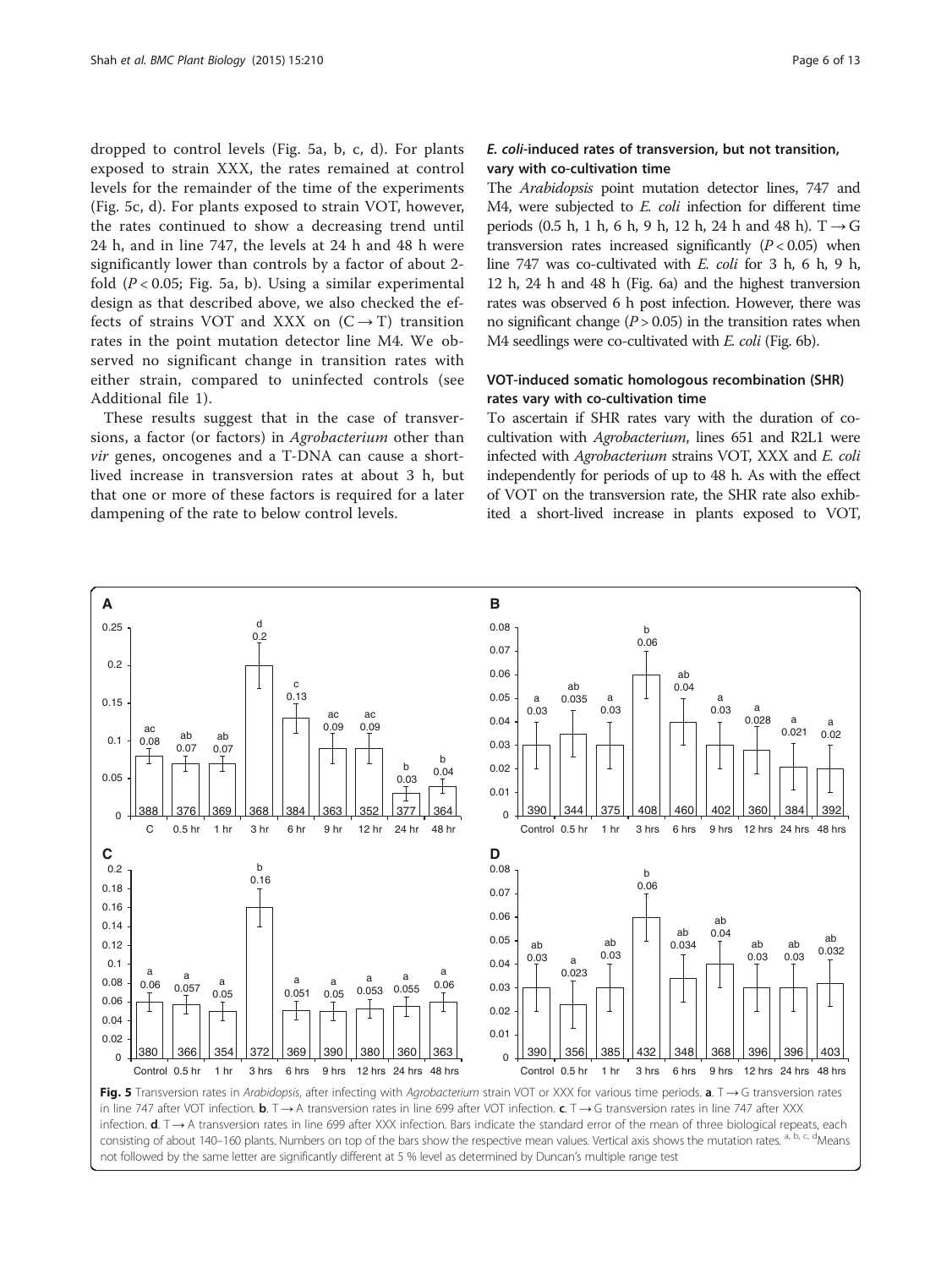dropped to control levels (Fig. 5a, b, c, d). For plants exposed to strain XXX, the rates remained at control levels for the remainder of the time of the experiments (Fig. 5c, d). For plants exposed to strain VOT, however, the rates continued to show a decreasing trend until 24 h, and in line 747, the levels at 24 h and 48 h were significantly lower than controls by a factor of about 2-fold ($P < 0.05$; Fig. 5a, b). Using a similar experimental design as that described above, we also checked the effects of strains VOT and XXX on (C → T) transition rates in the point mutation detector line M4. We observed no significant change in transition rates with either strain, compared to uninfected controls (see Additional file 1).

These results suggest that in the case of transversions, a factor (or factors) in *Agrobacterium* other than *vir* genes, oncogenes and a T-DNA can cause a short-lived increase in transversion rates at about 3 h, but that one or more of these factors is required for a later dampening of the rate to below control levels.

### *E. coli*-induced rates of transversion, but not transition, vary with co-cultivation time

The *Arabidopsis* point mutation detector lines, 747 and M4, were subjected to *E. coli* infection for different time periods (0.5 h, 1 h, 6 h, 9 h, 12 h, 24 h and 48 h). T → G transversion rates increased significantly ($P < 0.05$) when line 747 was co-cultivated with *E. coli* for 3 h, 6 h, 9 h, 12 h, 24 h and 48 h (Fig. 6a) and the highest tranversion rates was observed 6 h post infection. However, there was no significant change ($P > 0.05$) in the transition rates when M4 seedlings were co-cultivated with *E. coli* (Fig. 6b).

### VOT-induced somatic homologous recombination (SHR) rates vary with co-cultivation time

To ascertain if SHR rates vary with the duration of co-cultivation with *Agrobacterium*, lines 651 and R2L1 were infected with *Agrobacterium* strains VOT, XXX and *E. coli* independently for periods of up to 48 h. As with the effect of VOT on the transversion rate, the SHR rate also exhibited a short-lived increase in plants exposed to VOT,

**Fig. 5** Transversion rates in *Arabidopsis*, after infecting with *Agrobacterium* strain VOT or XXX for various time periods. **a**. T → G transversion rates in line 747 after VOT infection. **b**. T → A transversion rates in line 699 after VOT infection. **c**. T → G transversion rates in line 747 after XXX infection. **d**. T → A transversion rates in line 699 after XXX infection. Bars indicate the standard error of the mean of three biological repeats, each consisting of about 140–160 plants. Numbers on top of the bars show the respective mean values. Vertical axis shows the mutation rates. [a, b, c, d]Means not followed by the same letter are significantly different at 5 % level as determined by Duncan's multiple range test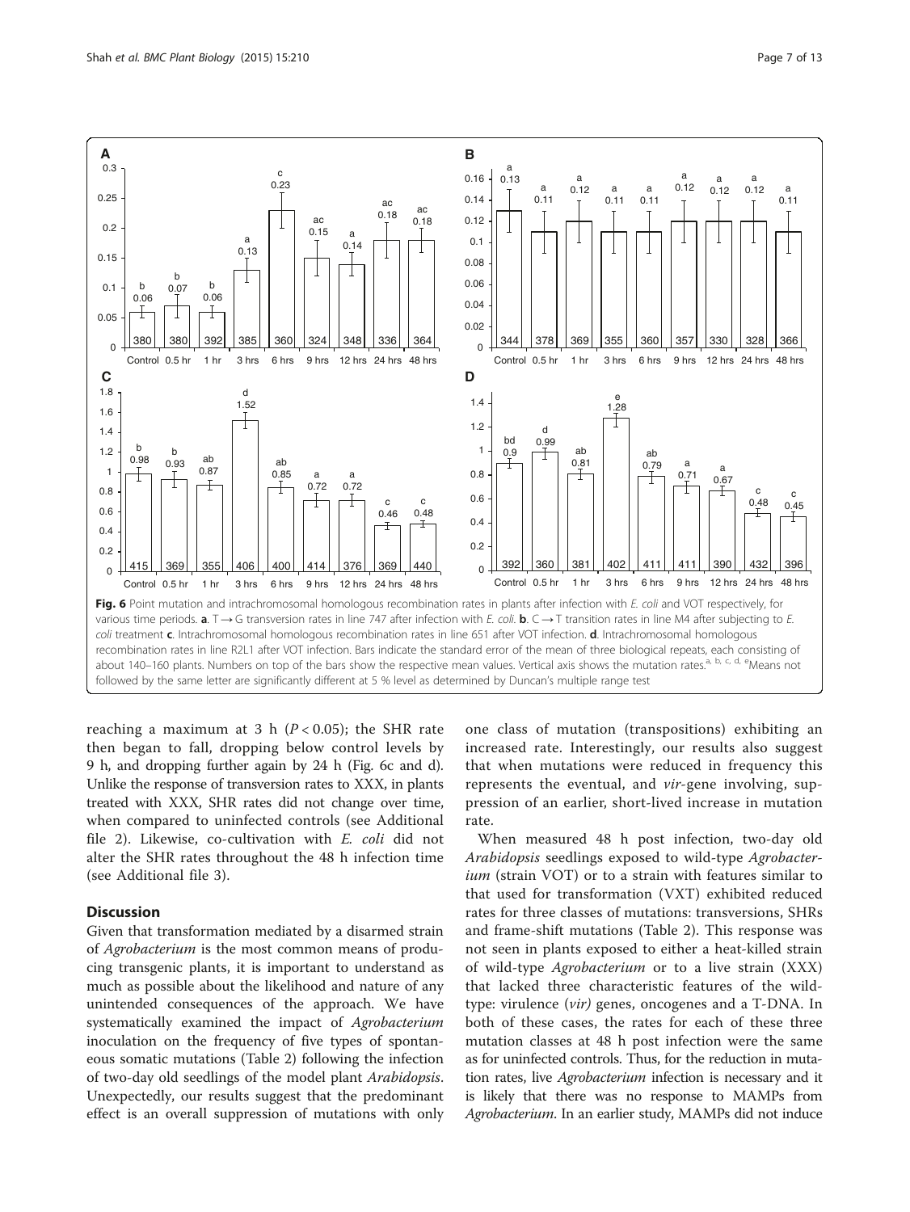**Fig. 6** Point mutation and intrachromosomal homologous recombination rates in plants after infection with *E. coli* and VOT respectively, for various time periods. **a**. T → G transversion rates in line 747 after infection with *E. coli*. **b**. C → T transition rates in line M4 after subjecting to *E. coli* treatment **c**. Intrachromosomal homologous recombination rates in line 651 after VOT infection. **d**. Intrachromosomal homologous recombination rates in line R2L1 after VOT infection. Bars indicate the standard error of the mean of three biological repeats, each consisting of about 140–160 plants. Numbers on top of the bars show the respective mean values. Vertical axis shows the mutation rates.[a, b, c, d, e]Means not followed by the same letter are significantly different at 5 % level as determined by Duncan's multiple range test

reaching a maximum at 3 h ($P < 0.05$); the SHR rate then began to fall, dropping below control levels by 9 h, and dropping further again by 24 h (Fig. 6c and d). Unlike the response of transversion rates to XXX, in plants treated with XXX, SHR rates did not change over time, when compared to uninfected controls (see Additional file 2). Likewise, co-cultivation with *E. coli* did not alter the SHR rates throughout the 48 h infection time (see Additional file 3).

## Discussion

Given that transformation mediated by a disarmed strain of *Agrobacterium* is the most common means of producing transgenic plants, it is important to understand as much as possible about the likelihood and nature of any unintended consequences of the approach. We have systematically examined the impact of *Agrobacterium* inoculation on the frequency of five types of spontaneous somatic mutations (Table 2) following the infection of two-day old seedlings of the model plant *Arabidopsis*. Unexpectedly, our results suggest that the predominant effect is an overall suppression of mutations with only one class of mutation (transpositions) exhibiting an increased rate. Interestingly, our results also suggest that when mutations were reduced in frequency this represents the eventual, and *vir*-gene involving, suppression of an earlier, short-lived increase in mutation rate.

When measured 48 h post infection, two-day old *Arabidopsis* seedlings exposed to wild-type *Agrobacterium* (strain VOT) or to a strain with features similar to that used for transformation (VXT) exhibited reduced rates for three classes of mutations: transversions, SHRs and frame-shift mutations (Table 2). This response was not seen in plants exposed to either a heat-killed strain of wild-type *Agrobacterium* or to a live strain (XXX) that lacked three characteristic features of the wild-type: virulence (*vir)* genes, oncogenes and a T-DNA. In both of these cases, the rates for each of these three mutation classes at 48 h post infection were the same as for uninfected controls. Thus, for the reduction in mutation rates, live *Agrobacterium* infection is necessary and it is likely that there was no response to MAMPs from *Agrobacterium*. In an earlier study, MAMPs did not induce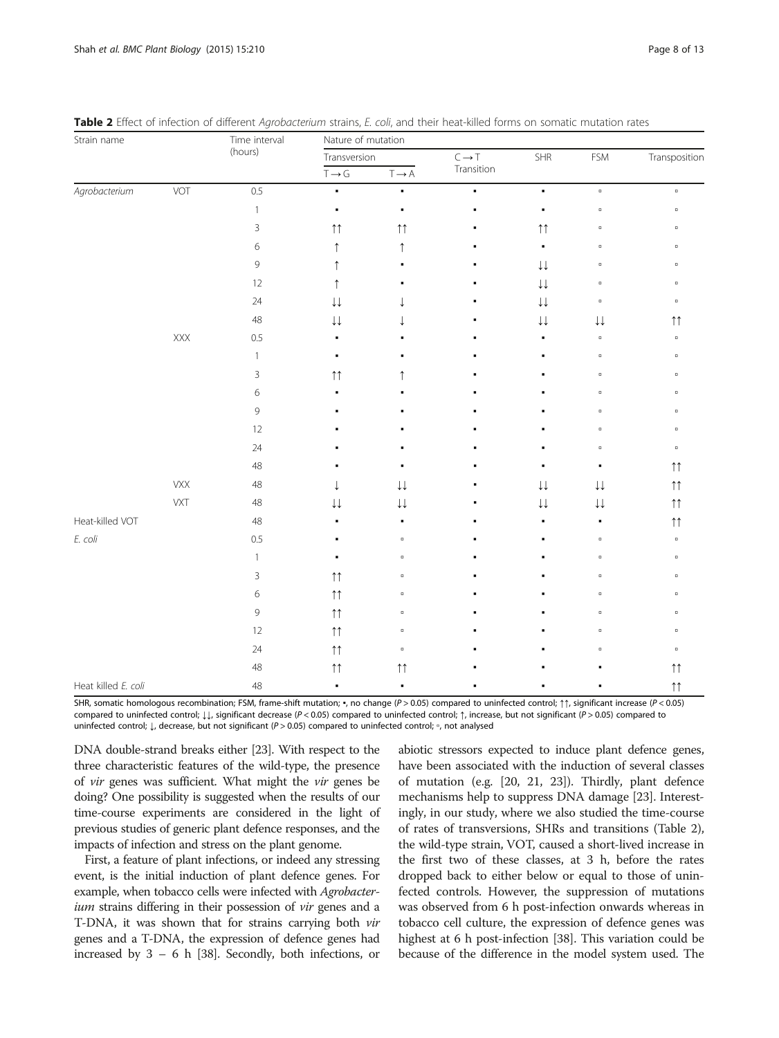**Table 2** Effect of infection of different *Agrobacterium* strains, *E. coli*, and their heat-killed forms on somatic mutation rates

| Strain name | | Time interval (hours) | Nature of mutation | | | | | |
|---|---|---|---|---|---|---|---|---|
| | | | Transversion | | C → T Transition | SHR | FSM | Transposition |
| | | | T → G | T → A | | | | |
| *Agrobacterium* | VOT | 0.5 | ▪ | ▪ | ▪ | ▪ | ▫ | ▫ |
| | | 1 | ▪ | ▪ | ▪ | ▪ | ▫ | ▫ |
| | | 3 | ↑↑ | ↑↑ | ▪ | ↑↑ | ▫ | ▫ |
| | | 6 | ↑ | ↑ | ▪ | ▪ | ▫ | ▫ |
| | | 9 | ↑ | ▪ | ▪ | ↓↓ | ▫ | ▫ |
| | | 12 | ↑ | ▪ | ▪ | ↓↓ | ▫ | ▫ |
| | | 24 | ↓↓ | ↓ | ▪ | ↓↓ | ▫ | ▫ |
| | | 48 | ↓↓ | ↓ | ▪ | ↓↓ | ↓↓ | ↑↑ |
| | XXX | 0.5 | ▪ | ▪ | ▪ | ▪ | ▫ | ▫ |
| | | 1 | ▪ | ▪ | ▪ | ▪ | ▫ | ▫ |
| | | 3 | ↑↑ | ↑ | ▪ | ▪ | ▫ | ▫ |
| | | 6 | ▪ | ▪ | ▪ | ▪ | ▫ | ▫ |
| | | 9 | ▪ | ▪ | ▪ | ▪ | ▫ | ▫ |
| | | 12 | ▪ | ▪ | ▪ | ▪ | ▫ | ▫ |
| | | 24 | ▪ | ▪ | ▪ | ▪ | ▫ | ▫ |
| | | 48 | ▪ | ▪ | ▪ | ▪ | ▪ | ↑↑ |
| | VXX | 48 | ↓ | ↓↓ | ▪ | ↓↓ | ↓↓ | ↑↑ |
| | VXT | 48 | ↓↓ | ↓↓ | ▪ | ↓↓ | ↓↓ | ↑↑ |
| Heat-killed VOT | | 48 | ▪ | ▪ | ▪ | ▪ | ▪ | ↑↑ |
| *E. coli* | | 0.5 | ▪ | ▫ | ▪ | ▪ | ▫ | ▫ |
| | | 1 | ▪ | ▫ | ▪ | ▪ | ▫ | ▫ |
| | | 3 | ↑↑ | ▫ | ▪ | ▪ | ▫ | ▫ |
| | | 6 | ↑↑ | ▫ | ▪ | ▪ | ▫ | ▫ |
| | | 9 | ↑↑ | ▫ | ▪ | ▪ | ▫ | ▫ |
| | | 12 | ↑↑ | ▫ | ▪ | ▪ | ▫ | ▫ |
| | | 24 | ↑↑ | ▫ | ▪ | ▪ | ▫ | ▫ |
| | | 48 | ↑↑ | ↑↑ | ▪ | ▪ | ▪ | ↑↑ |
| Heat killed *E. coli* | | 48 | ▪ | ▪ | ▪ | ▪ | ▪ | ↑↑ |

SHR, somatic homologous recombination; FSM, frame-shift mutation; ▪, no change ($P > 0.05$) compared to uninfected control; ↑↑, significant increase ($P < 0.05$) compared to uninfected control; ↓↓, significant decrease ($P < 0.05$) compared to uninfected control; ↑, increase, but not significant ($P > 0.05$) compared to uninfected control; ↓, decrease, but not significant ($P > 0.05$) compared to uninfected control; ▫, not analysed

DNA double-strand breaks either [23]. With respect to the three characteristic features of the wild-type, the presence of *vir* genes was sufficient. What might the *vir* genes be doing? One possibility is suggested when the results of our time-course experiments are considered in the light of previous studies of generic plant defence responses, and the impacts of infection and stress on the plant genome.

First, a feature of plant infections, or indeed any stressing event, is the initial induction of plant defence genes. For example, when tobacco cells were infected with *Agrobacterium* strains differing in their possession of *vir* genes and a T-DNA, it was shown that for strains carrying both *vir* genes and a T-DNA, the expression of defence genes had increased by 3 – 6 h [38]. Secondly, both infections, or abiotic stressors expected to induce plant defence genes, have been associated with the induction of several classes of mutation (e.g. [20, 21, 23]). Thirdly, plant defence mechanisms help to suppress DNA damage [23]. Interestingly, in our study, where we also studied the time-course of rates of transversions, SHRs and transitions (Table 2), the wild-type strain, VOT, caused a short-lived increase in the first two of these classes, at 3 h, before the rates dropped back to either below or equal to those of uninfected controls. However, the suppression of mutations was observed from 6 h post-infection onwards whereas in tobacco cell culture, the expression of defence genes was highest at 6 h post-infection [38]. This variation could be because of the difference in the model system used. The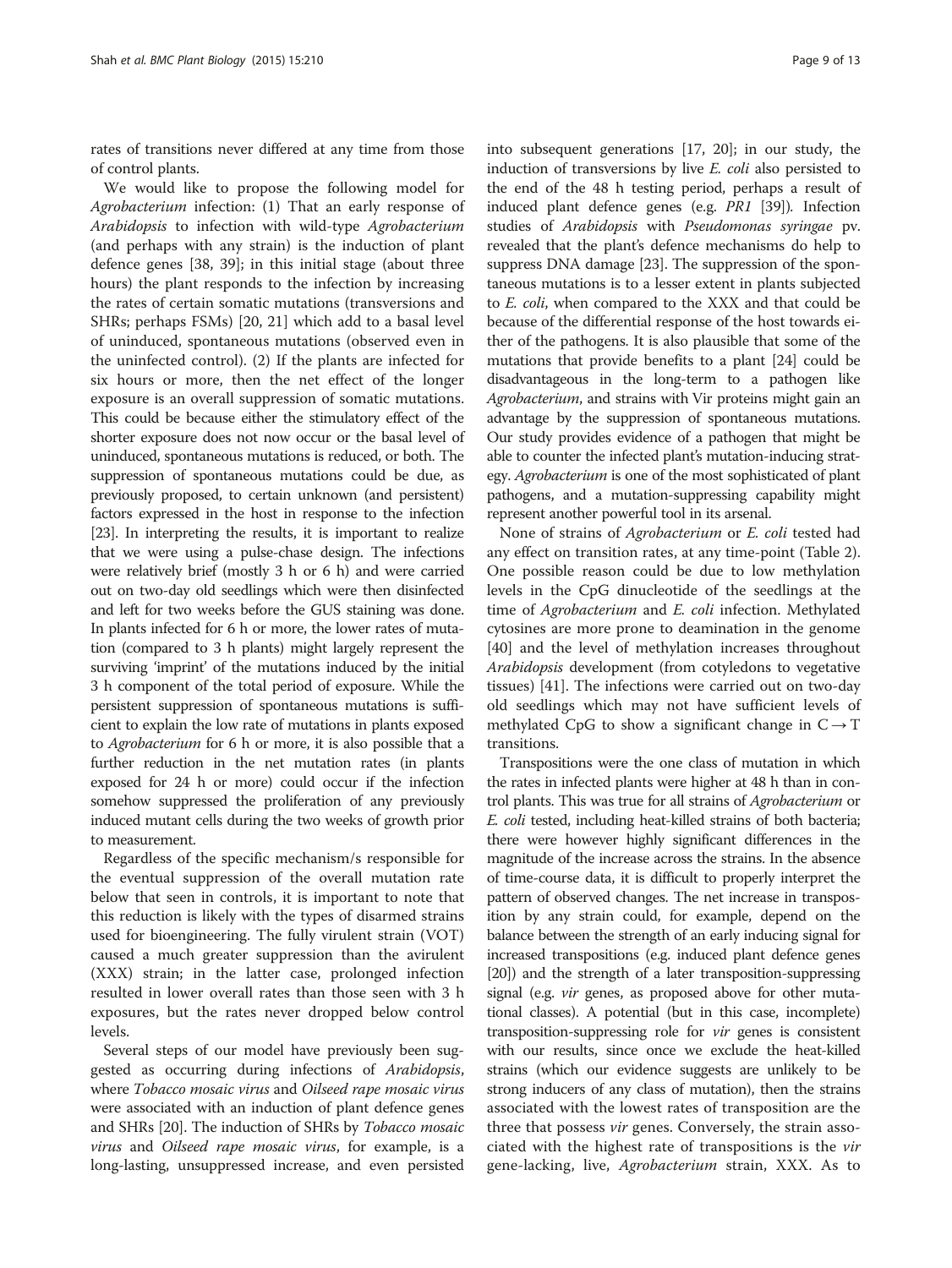rates of transitions never differed at any time from those of control plants.

We would like to propose the following model for *Agrobacterium* infection: (1) That an early response of *Arabidopsis* to infection with wild-type *Agrobacterium* (and perhaps with any strain) is the induction of plant defence genes [38, 39]; in this initial stage (about three hours) the plant responds to the infection by increasing the rates of certain somatic mutations (transversions and SHRs; perhaps FSMs) [20, 21] which add to a basal level of uninduced, spontaneous mutations (observed even in the uninfected control). (2) If the plants are infected for six hours or more, then the net effect of the longer exposure is an overall suppression of somatic mutations. This could be because either the stimulatory effect of the shorter exposure does not now occur or the basal level of uninduced, spontaneous mutations is reduced, or both. The suppression of spontaneous mutations could be due, as previously proposed, to certain unknown (and persistent) factors expressed in the host in response to the infection [23]. In interpreting the results, it is important to realize that we were using a pulse-chase design. The infections were relatively brief (mostly 3 h or 6 h) and were carried out on two-day old seedlings which were then disinfected and left for two weeks before the GUS staining was done. In plants infected for 6 h or more, the lower rates of mutation (compared to 3 h plants) might largely represent the surviving 'imprint' of the mutations induced by the initial 3 h component of the total period of exposure. While the persistent suppression of spontaneous mutations is sufficient to explain the low rate of mutations in plants exposed to *Agrobacterium* for 6 h or more, it is also possible that a further reduction in the net mutation rates (in plants exposed for 24 h or more) could occur if the infection somehow suppressed the proliferation of any previously induced mutant cells during the two weeks of growth prior to measurement.

Regardless of the specific mechanism/s responsible for the eventual suppression of the overall mutation rate below that seen in controls, it is important to note that this reduction is likely with the types of disarmed strains used for bioengineering. The fully virulent strain (VOT) caused a much greater suppression than the avirulent (XXX) strain; in the latter case, prolonged infection resulted in lower overall rates than those seen with 3 h exposures, but the rates never dropped below control levels.

Several steps of our model have previously been suggested as occurring during infections of *Arabidopsis*, where *Tobacco mosaic virus* and *Oilseed rape mosaic virus* were associated with an induction of plant defence genes and SHRs [20]. The induction of SHRs by *Tobacco mosaic virus* and *Oilseed rape mosaic virus*, for example, is a long-lasting, unsuppressed increase, and even persisted into subsequent generations [17, 20]; in our study, the induction of transversions by live *E. coli* also persisted to the end of the 48 h testing period, perhaps a result of induced plant defence genes (e.g. *PR1* [39]). Infection studies of *Arabidopsis* with *Pseudomonas syringae* pv. revealed that the plant's defence mechanisms do help to suppress DNA damage [23]. The suppression of the spontaneous mutations is to a lesser extent in plants subjected to *E. coli*, when compared to the XXX and that could be because of the differential response of the host towards either of the pathogens. It is also plausible that some of the mutations that provide benefits to a plant [24] could be disadvantageous in the long-term to a pathogen like *Agrobacterium*, and strains with Vir proteins might gain an advantage by the suppression of spontaneous mutations. Our study provides evidence of a pathogen that might be able to counter the infected plant's mutation-inducing strategy. *Agrobacterium* is one of the most sophisticated of plant pathogens, and a mutation-suppressing capability might represent another powerful tool in its arsenal.

None of strains of *Agrobacterium* or *E. coli* tested had any effect on transition rates, at any time-point (Table 2). One possible reason could be due to low methylation levels in the CpG dinucleotide of the seedlings at the time of *Agrobacterium* and *E. coli* infection. Methylated cytosines are more prone to deamination in the genome [40] and the level of methylation increases throughout *Arabidopsis* development (from cotyledons to vegetative tissues) [41]. The infections were carried out on two-day old seedlings which may not have sufficient levels of methylated CpG to show a significant change in $C \rightarrow T$ transitions.

Transpositions were the one class of mutation in which the rates in infected plants were higher at 48 h than in control plants. This was true for all strains of *Agrobacterium* or *E. coli* tested, including heat-killed strains of both bacteria; there were however highly significant differences in the magnitude of the increase across the strains. In the absence of time-course data, it is difficult to properly interpret the pattern of observed changes. The net increase in transposition by any strain could, for example, depend on the balance between the strength of an early inducing signal for increased transpositions (e.g. induced plant defence genes [20]) and the strength of a later transposition-suppressing signal (e.g. *vir* genes, as proposed above for other mutational classes). A potential (but in this case, incomplete) transposition-suppressing role for *vir* genes is consistent with our results, since once we exclude the heat-killed strains (which our evidence suggests are unlikely to be strong inducers of any class of mutation), then the strains associated with the lowest rates of transposition are the three that possess *vir* genes. Conversely, the strain associated with the highest rate of transpositions is the *vir* gene-lacking, live, *Agrobacterium* strain, XXX. As to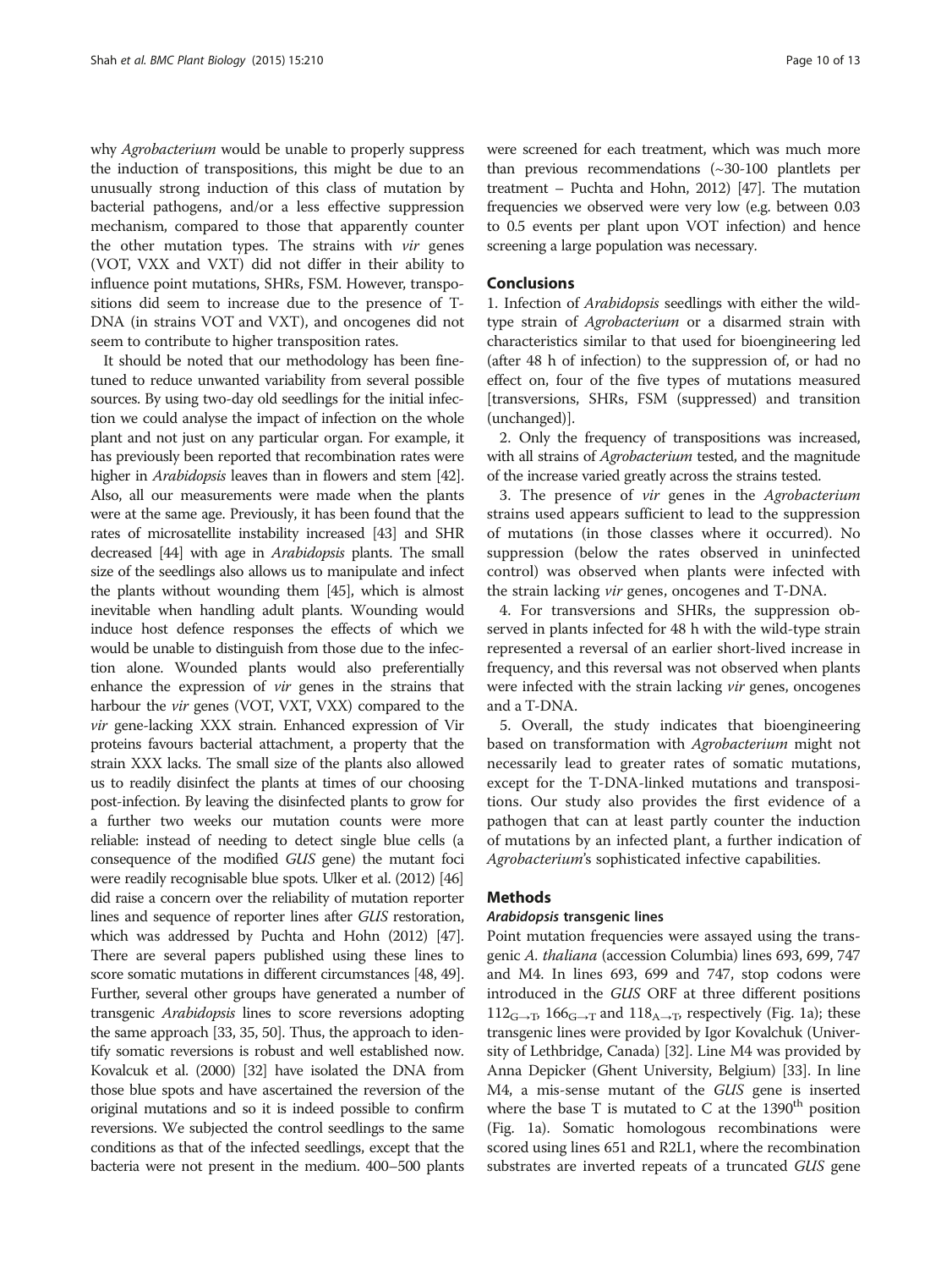why *Agrobacterium* would be unable to properly suppress the induction of transpositions, this might be due to an unusually strong induction of this class of mutation by bacterial pathogens, and/or a less effective suppression mechanism, compared to those that apparently counter the other mutation types. The strains with *vir* genes (VOT, VXX and VXT) did not differ in their ability to influence point mutations, SHRs, FSM. However, transpositions did seem to increase due to the presence of T-DNA (in strains VOT and VXT), and oncogenes did not seem to contribute to higher transposition rates.

It should be noted that our methodology has been fine-tuned to reduce unwanted variability from several possible sources. By using two-day old seedlings for the initial infection we could analyse the impact of infection on the whole plant and not just on any particular organ. For example, it has previously been reported that recombination rates were higher in *Arabidopsis* leaves than in flowers and stem [42]. Also, all our measurements were made when the plants were at the same age. Previously, it has been found that the rates of microsatellite instability increased [43] and SHR decreased [44] with age in *Arabidopsis* plants. The small size of the seedlings also allows us to manipulate and infect the plants without wounding them [45], which is almost inevitable when handling adult plants. Wounding would induce host defence responses the effects of which we would be unable to distinguish from those due to the infection alone. Wounded plants would also preferentially enhance the expression of *vir* genes in the strains that harbour the *vir* genes (VOT, VXT, VXX) compared to the *vir* gene-lacking XXX strain. Enhanced expression of Vir proteins favours bacterial attachment, a property that the strain XXX lacks. The small size of the plants also allowed us to readily disinfect the plants at times of our choosing post-infection. By leaving the disinfected plants to grow for a further two weeks our mutation counts were more reliable: instead of needing to detect single blue cells (a consequence of the modified *GUS* gene) the mutant foci were readily recognisable blue spots. Ulker et al. (2012) [46] did raise a concern over the reliability of mutation reporter lines and sequence of reporter lines after *GUS* restoration, which was addressed by Puchta and Hohn (2012) [47]. There are several papers published using these lines to score somatic mutations in different circumstances [48, 49]. Further, several other groups have generated a number of transgenic *Arabidopsis* lines to score reversions adopting the same approach [33, 35, 50]. Thus, the approach to identify somatic reversions is robust and well established now. Kovalcuk et al. (2000) [32] have isolated the DNA from those blue spots and have ascertained the reversion of the original mutations and so it is indeed possible to confirm reversions. We subjected the control seedlings to the same conditions as that of the infected seedlings, except that the bacteria were not present in the medium. 400–500 plants were screened for each treatment, which was much more than previous recommendations (~30-100 plantlets per treatment – Puchta and Hohn, 2012) [47]. The mutation frequencies we observed were very low (e.g. between 0.03 to 0.5 events per plant upon VOT infection) and hence screening a large population was necessary.

## Conclusions

1. Infection of *Arabidopsis* seedlings with either the wild-type strain of *Agrobacterium* or a disarmed strain with characteristics similar to that used for bioengineering led (after 48 h of infection) to the suppression of, or had no effect on, four of the five types of mutations measured [transversions, SHRs, FSM (suppressed) and transition (unchanged)].

2. Only the frequency of transpositions was increased, with all strains of *Agrobacterium* tested, and the magnitude of the increase varied greatly across the strains tested.

3. The presence of *vir* genes in the *Agrobacterium* strains used appears sufficient to lead to the suppression of mutations (in those classes where it occurred). No suppression (below the rates observed in uninfected control) was observed when plants were infected with the strain lacking *vir* genes, oncogenes and T-DNA.

4. For transversions and SHRs, the suppression observed in plants infected for 48 h with the wild-type strain represented a reversal of an earlier short-lived increase in frequency, and this reversal was not observed when plants were infected with the strain lacking *vir* genes, oncogenes and a T-DNA.

5. Overall, the study indicates that bioengineering based on transformation with *Agrobacterium* might not necessarily lead to greater rates of somatic mutations, except for the T-DNA-linked mutations and transpositions. Our study also provides the first evidence of a pathogen that can at least partly counter the induction of mutations by an infected plant, a further indication of *Agrobacterium*'s sophisticated infective capabilities.

## Methods

### *Arabidopsis* transgenic lines

Point mutation frequencies were assayed using the transgenic *A. thaliana* (accession Columbia) lines 693, 699, 747 and M4. In lines 693, 699 and 747, stop codons were introduced in the *GUS* ORF at three different positions $112_{G\rightarrow T}$, $166_{G\rightarrow T}$ and $118_{A\rightarrow T}$, respectively (Fig. 1a); these transgenic lines were provided by Igor Kovalchuk (University of Lethbridge, Canada) [32]. Line M4 was provided by Anna Depicker (Ghent University, Belgium) [33]. In line M4, a mis-sense mutant of the *GUS* gene is inserted where the base T is mutated to C at the $1390^{th}$ position (Fig. 1a). Somatic homologous recombinations were scored using lines 651 and R2L1, where the recombination substrates are inverted repeats of a truncated *GUS* gene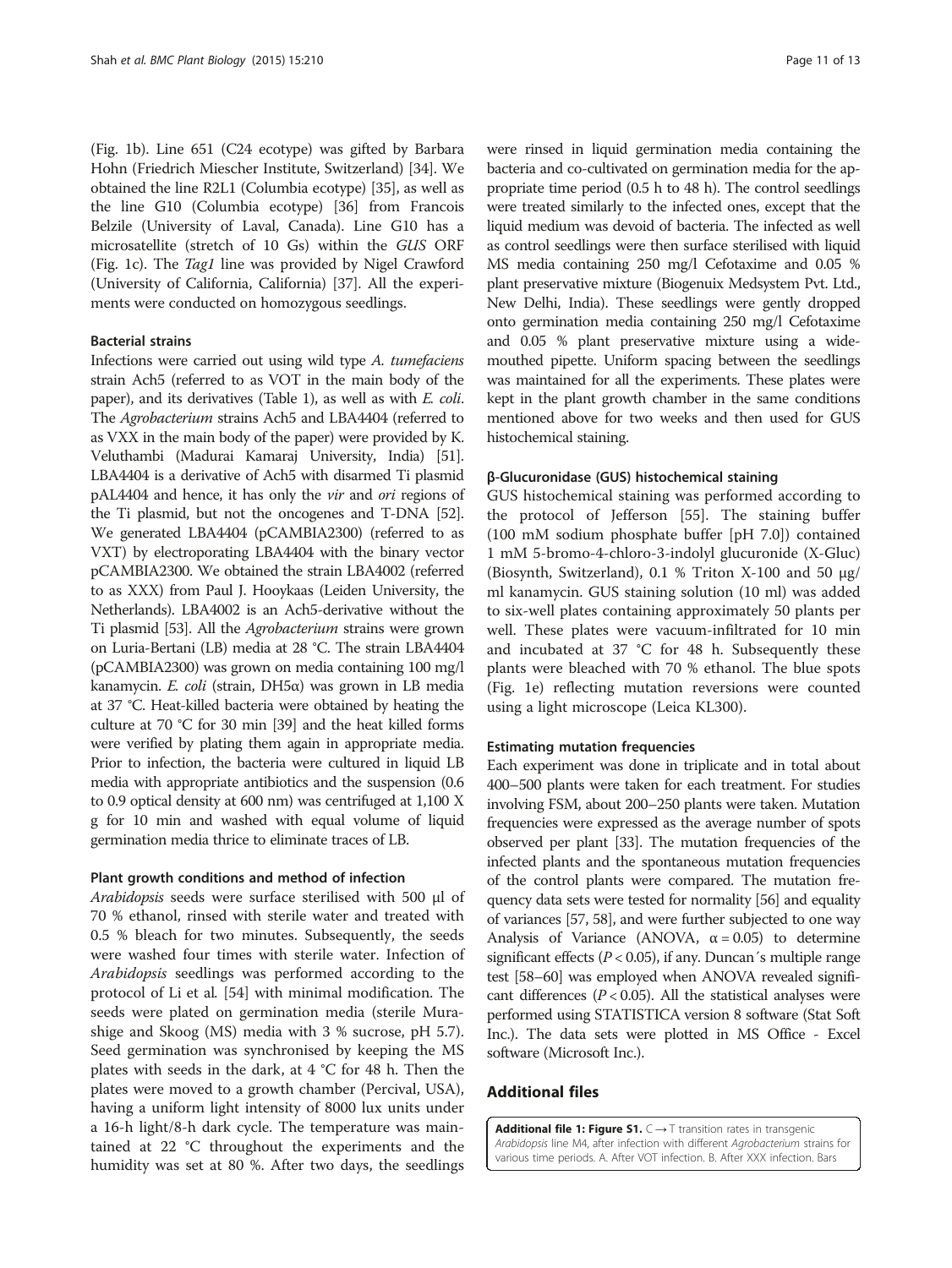(Fig. 1b). Line 651 (C24 ecotype) was gifted by Barbara Hohn (Friedrich Miescher Institute, Switzerland) [34]. We obtained the line R2L1 (Columbia ecotype) [35], as well as the line G10 (Columbia ecotype) [36] from Francois Belzile (University of Laval, Canada). Line G10 has a microsatellite (stretch of 10 Gs) within the *GUS* ORF (Fig. 1c). The *Tag1* line was provided by Nigel Crawford (University of California, California) [37]. All the experiments were conducted on homozygous seedlings.

### Bacterial strains

Infections were carried out using wild type *A. tumefaciens* strain Ach5 (referred to as VOT in the main body of the paper), and its derivatives (Table 1), as well as with *E. coli*. The *Agrobacterium* strains Ach5 and LBA4404 (referred to as VXX in the main body of the paper) were provided by K. Veluthambi (Madurai Kamaraj University, India) [51]. LBA4404 is a derivative of Ach5 with disarmed Ti plasmid pAL4404 and hence, it has only the *vir* and *ori* regions of the Ti plasmid, but not the oncogenes and T-DNA [52]. We generated LBA4404 (pCAMBIA2300) (referred to as VXT) by electroporating LBA4404 with the binary vector pCAMBIA2300. We obtained the strain LBA4002 (referred to as XXX) from Paul J. Hooykaas (Leiden University, the Netherlands). LBA4002 is an Ach5-derivative without the Ti plasmid [53]. All the *Agrobacterium* strains were grown on Luria-Bertani (LB) media at 28 °C. The strain LBA4404 (pCAMBIA2300) was grown on media containing 100 mg/l kanamycin. *E. coli* (strain, DH5α) was grown in LB media at 37 °C. Heat-killed bacteria were obtained by heating the culture at 70 °C for 30 min [39] and the heat killed forms were verified by plating them again in appropriate media. Prior to infection, the bacteria were cultured in liquid LB media with appropriate antibiotics and the suspension (0.6 to 0.9 optical density at 600 nm) was centrifuged at 1,100 X g for 10 min and washed with equal volume of liquid germination media thrice to eliminate traces of LB.

### Plant growth conditions and method of infection

*Arabidopsis* seeds were surface sterilised with 500 μl of 70 % ethanol, rinsed with sterile water and treated with 0.5 % bleach for two minutes. Subsequently, the seeds were washed four times with sterile water. Infection of *Arabidopsis* seedlings was performed according to the protocol of Li et al*.* [54] with minimal modification. The seeds were plated on germination media (sterile Murashige and Skoog (MS) media with 3 % sucrose, pH 5.7). Seed germination was synchronised by keeping the MS plates with seeds in the dark, at 4 °C for 48 h. Then the plates were moved to a growth chamber (Percival, USA), having a uniform light intensity of 8000 lux units under a 16-h light/8-h dark cycle. The temperature was maintained at 22 °C throughout the experiments and the humidity was set at 80 %. After two days, the seedlings were rinsed in liquid germination media containing the bacteria and co-cultivated on germination media for the appropriate time period (0.5 h to 48 h). The control seedlings were treated similarly to the infected ones, except that the liquid medium was devoid of bacteria. The infected as well as control seedlings were then surface sterilised with liquid MS media containing 250 mg/l Cefotaxime and 0.05 % plant preservative mixture (Biogenuix Medsystem Pvt. Ltd., New Delhi, India). These seedlings were gently dropped onto germination media containing 250 mg/l Cefotaxime and 0.05 % plant preservative mixture using a wide-mouthed pipette. Uniform spacing between the seedlings was maintained for all the experiments. These plates were kept in the plant growth chamber in the same conditions mentioned above for two weeks and then used for GUS histochemical staining.

### β-Glucuronidase (GUS) histochemical staining

GUS histochemical staining was performed according to the protocol of Jefferson [55]. The staining buffer (100 mM sodium phosphate buffer [pH 7.0]) contained 1 mM 5-bromo-4-chloro-3-indolyl glucuronide (X-Gluc) (Biosynth, Switzerland), 0.1 % Triton X-100 and 50 μg/ml kanamycin. GUS staining solution (10 ml) was added to six-well plates containing approximately 50 plants per well. These plates were vacuum-infiltrated for 10 min and incubated at 37 °C for 48 h. Subsequently these plants were bleached with 70 % ethanol. The blue spots (Fig. 1e) reflecting mutation reversions were counted using a light microscope (Leica KL300).

### Estimating mutation frequencies

Each experiment was done in triplicate and in total about 400–500 plants were taken for each treatment. For studies involving FSM, about 200–250 plants were taken. Mutation frequencies were expressed as the average number of spots observed per plant [33]. The mutation frequencies of the infected plants and the spontaneous mutation frequencies of the control plants were compared. The mutation frequency data sets were tested for normality [56] and equality of variances [57, 58], and were further subjected to one way Analysis of Variance (ANOVA, $\alpha = 0.05$) to determine significant effects ($P < 0.05$), if any. Duncan´s multiple range test [58–60] was employed when ANOVA revealed significant differences ($P < 0.05$). All the statistical analyses were performed using STATISTICA version 8 software (Stat Soft Inc.). The data sets were plotted in MS Office - Excel software (Microsoft Inc.).

## Additional files

**Additional file 1: Figure S1.** C → T transition rates in transgenic *Arabidopsis* line M4, after infection with different *Agrobacterium* strains for various time periods. A. After VOT infection. B. After XXX infection. Bars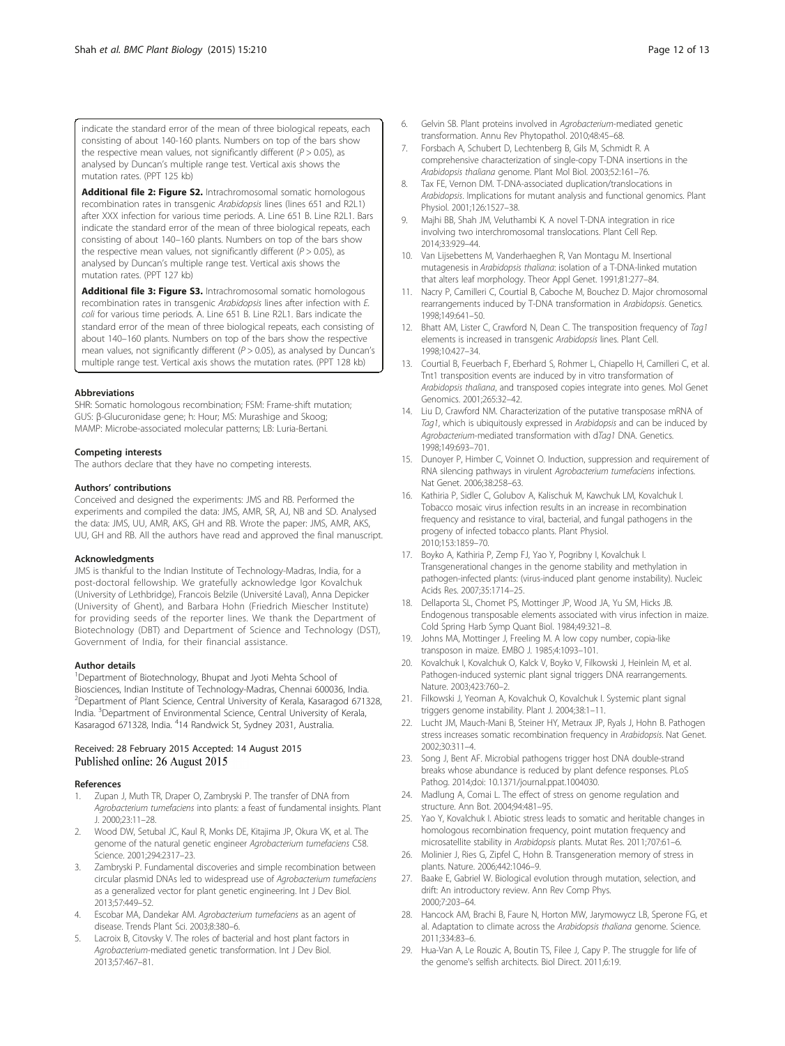indicate the standard error of the mean of three biological repeats, each consisting of about 140-160 plants. Numbers on top of the bars show the respective mean values, not significantly different ($P > 0.05$), as analysed by Duncan's multiple range test. Vertical axis shows the mutation rates. (PPT 125 kb)

**Additional file 2: Figure S2.** Intrachromosomal somatic homologous recombination rates in transgenic *Arabidopsis* lines (lines 651 and R2L1) after XXX infection for various time periods. A. Line 651 B. Line R2L1. Bars indicate the standard error of the mean of three biological repeats, each consisting of about 140–160 plants. Numbers on top of the bars show the respective mean values, not significantly different ($P > 0.05$), as analysed by Duncan's multiple range test. Vertical axis shows the mutation rates. (PPT 127 kb)

**Additional file 3: Figure S3.** Intrachromosomal somatic homologous recombination rates in transgenic *Arabidopsis* lines after infection with *E. coli* for various time periods. A. Line 651 B. Line R2L1. Bars indicate the standard error of the mean of three biological repeats, each consisting of about 140–160 plants. Numbers on top of the bars show the respective mean values, not significantly different ($P > 0.05$), as analysed by Duncan's multiple range test. Vertical axis shows the mutation rates. (PPT 128 kb)

#### Abbreviations

SHR: Somatic homologous recombination; FSM: Frame-shift mutation; GUS: β-Glucuronidase gene; h: Hour; MS: Murashige and Skoog; MAMP: Microbe-associated molecular patterns; LB: Luria-Bertani.

#### Competing interests

The authors declare that they have no competing interests.

#### Authors' contributions

Conceived and designed the experiments: JMS and RB. Performed the experiments and compiled the data: JMS, AMR, SR, AJ, NB and SD. Analysed the data: JMS, UU, AMR, AKS, GH and RB. Wrote the paper: JMS, AMR, AKS, UU, GH and RB. All the authors have read and approved the final manuscript.

#### Acknowledgments

JMS is thankful to the Indian Institute of Technology-Madras, India, for a post-doctoral fellowship. We gratefully acknowledge Igor Kovalchuk (University of Lethbridge), Francois Belzile (Université Laval), Anna Depicker (University of Ghent), and Barbara Hohn (Friedrich Miescher Institute) for providing seeds of the reporter lines. We thank the Department of Biotechnology (DBT) and Department of Science and Technology (DST), Government of India, for their financial assistance.

#### Author details

[1]Department of Biotechnology, Bhupat and Jyoti Mehta School of Biosciences, Indian Institute of Technology-Madras, Chennai 600036, India. [2]Department of Plant Science, Central University of Kerala, Kasaragod 671328, India. [3]Department of Environmental Science, Central University of Kerala, Kasaragod 671328, India. [4]14 Randwick St, Sydney 2031, Australia.

Received: 28 February 2015 Accepted: 14 August 2015
Published online: 26 August 2015

#### References

1. Zupan J, Muth TR, Draper O, Zambryski P. The transfer of DNA from *Agrobacterium tumefaciens* into plants: a feast of fundamental insights. Plant J. 2000;23:11–28.
2. Wood DW, Setubal JC, Kaul R, Monks DE, Kitajima JP, Okura VK, et al. The genome of the natural genetic engineer *Agrobacterium tumefaciens* C58. Science. 2001;294:2317–23.
3. Zambryski P. Fundamental discoveries and simple recombination between circular plasmid DNAs led to widespread use of *Agrobacterium tumefaciens* as a generalized vector for plant genetic engineering. Int J Dev Biol. 2013;57:449–52.
4. Escobar MA, Dandekar AM. *Agrobacterium tumefaciens* as an agent of disease. Trends Plant Sci. 2003;8:380–6.
5. Lacroix B, Citovsky V. The roles of bacterial and host plant factors in *Agrobacterium*-mediated genetic transformation. Int J Dev Biol. 2013;57:467–81.
6. Gelvin SB. Plant proteins involved in *Agrobacterium*-mediated genetic transformation. Annu Rev Phytopathol. 2010;48:45–68.
7. Forsbach A, Schubert D, Lechtenberg B, Gils M, Schmidt R. A comprehensive characterization of single-copy T-DNA insertions in the *Arabidopsis thaliana* genome. Plant Mol Biol. 2003;52:161–76.
8. Tax FE, Vernon DM. T-DNA-associated duplication/translocations in *Arabidopsis*. Implications for mutant analysis and functional genomics. Plant Physiol. 2001;126:1527–38.
9. Majhi BB, Shah JM, Veluthambi K. A novel T-DNA integration in rice involving two interchromosomal translocations. Plant Cell Rep. 2014;33:929–44.
10. Van Lijsebettens M, Vanderhaeghen R, Van Montagu M. Insertional mutagenesis in *Arabidopsis thaliana*: isolation of a T-DNA-linked mutation that alters leaf morphology. Theor Appl Genet. 1991;81:277–84.
11. Nacry P, Camilleri C, Courtial B, Caboche M, Bouchez D. Major chromosomal rearrangements induced by T-DNA transformation in *Arabidopsis*. Genetics. 1998;149:641–50.
12. Bhatt AM, Lister C, Crawford N, Dean C. The transposition frequency of *Tag1* elements is increased in transgenic *Arabidopsis* lines. Plant Cell. 1998;10:427–34.
13. Courtial B, Feuerbach F, Eberhard S, Rohmer L, Chiapello H, Camilleri C, et al. Tnt1 transposition events are induced by in vitro transformation of *Arabidopsis thaliana*, and transposed copies integrate into genes. Mol Genet Genomics. 2001;265:32–42.
14. Liu D, Crawford NM. Characterization of the putative transposase mRNA of *Tag1*, which is ubiquitously expressed in *Arabidopsis* and can be induced by *Agrobacterium*-mediated transformation with d*Tag1* DNA. Genetics. 1998;149:693–701.
15. Dunoyer P, Himber C, Voinnet O. Induction, suppression and requirement of RNA silencing pathways in virulent *Agrobacterium tumefaciens* infections. Nat Genet. 2006;38:258–63.
16. Kathiria P, Sidler C, Golubov A, Kalischuk M, Kawchuk LM, Kovalchuk I. Tobacco mosaic virus infection results in an increase in recombination frequency and resistance to viral, bacterial, and fungal pathogens in the progeny of infected tobacco plants. Plant Physiol. 2010;153:1859–70.
17. Boyko A, Kathiria P, Zemp FJ, Yao Y, Pogribny I, Kovalchuk I. Transgenerational changes in the genome stability and methylation in pathogen-infected plants: (virus-induced plant genome instability). Nucleic Acids Res. 2007;35:1714–25.
18. Dellaporta SL, Chomet PS, Mottinger JP, Wood JA, Yu SM, Hicks JB. Endogenous transposable elements associated with virus infection in maize. Cold Spring Harb Symp Quant Biol. 1984;49:321–8.
19. Johns MA, Mottinger J, Freeling M. A low copy number, copia-like transposon in maize. EMBO J. 1985;4:1093–101.
20. Kovalchuk I, Kovalchuk O, Kalck V, Boyko V, Filkowski J, Heinlein M, et al. Pathogen-induced systemic plant signal triggers DNA rearrangements. Nature. 2003;423:760–2.
21. Filkowski J, Yeoman A, Kovalchuk O, Kovalchuk I. Systemic plant signal triggers genome instability. Plant J. 2004;38:1–11.
22. Lucht JM, Mauch-Mani B, Steiner HY, Metraux JP, Ryals J, Hohn B. Pathogen stress increases somatic recombination frequency in *Arabidopsis*. Nat Genet. 2002;30:311–4.
23. Song J, Bent AF. Microbial pathogens trigger host DNA double-strand breaks whose abundance is reduced by plant defence responses. PLoS Pathog. 2014;doi: 10.1371/journal.ppat.1004030.
24. Madlung A, Comai L. The effect of stress on genome regulation and structure. Ann Bot. 2004;94:481–95.
25. Yao Y, Kovalchuk I. Abiotic stress leads to somatic and heritable changes in homologous recombination frequency, point mutation frequency and microsatellite stability in *Arabidopsis* plants. Mutat Res. 2011;707:61–6.
26. Molinier J, Ries G, Zipfel C, Hohn B. Transgeneration memory of stress in plants. Nature. 2006;442:1046–9.
27. Baake E, Gabriel W. Biological evolution through mutation, selection, and drift: An introductory review. Ann Rev Comp Phys. 2000;7:203–64.
28. Hancock AM, Brachi B, Faure N, Horton MW, Jarymowycz LB, Sperone FG, et al. Adaptation to climate across the *Arabidopsis thaliana* genome. Science. 2011;334:83–6.
29. Hua-Van A, Le Rouzic A, Boutin TS, Filee J, Capy P. The struggle for life of the genome's selfish architects. Biol Direct. 2011;6:19.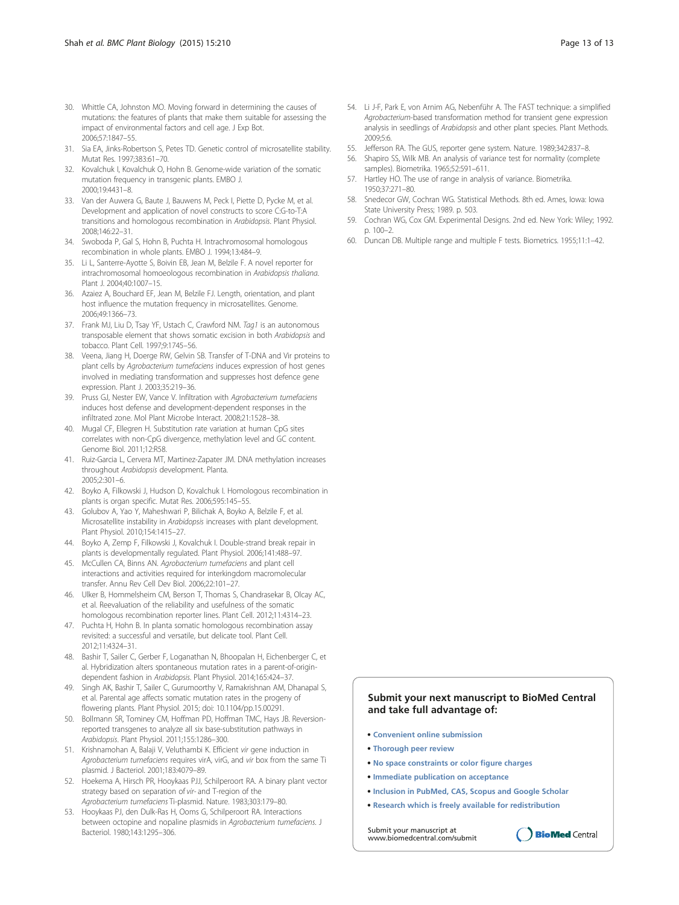30. Whittle CA, Johnston MO. Moving forward in determining the causes of mutations: the features of plants that make them suitable for assessing the impact of environmental factors and cell age. J Exp Bot. 2006;57:1847–55.
31. Sia EA, Jinks-Robertson S, Petes TD. Genetic control of microsatellite stability. Mutat Res. 1997;383:61–70.
32. Kovalchuk I, Kovalchuk O, Hohn B. Genome-wide variation of the somatic mutation frequency in transgenic plants. EMBO J. 2000;19:4431–8.
33. Van der Auwera G, Baute J, Bauwens M, Peck I, Piette D, Pycke M, et al. Development and application of novel constructs to score C:G-to-T:A transitions and homologous recombination in *Arabidopsis*. Plant Physiol. 2008;146:22–31.
34. Swoboda P, Gal S, Hohn B, Puchta H. Intrachromosomal homologous recombination in whole plants. EMBO J. 1994;13:484–9.
35. Li L, Santerre-Ayotte S, Boivin EB, Jean M, Belzile F. A novel reporter for intrachromosomal homoeologous recombination in *Arabidopsis thaliana*. Plant J. 2004;40:1007–15.
36. Azaiez A, Bouchard EF, Jean M, Belzile FJ. Length, orientation, and plant host influence the mutation frequency in microsatellites. Genome. 2006;49:1366–73.
37. Frank MJ, Liu D, Tsay YF, Ustach C, Crawford NM. *Tag1* is an autonomous transposable element that shows somatic excision in both *Arabidopsis* and tobacco. Plant Cell. 1997;9:1745–56.
38. Veena, Jiang H, Doerge RW, Gelvin SB. Transfer of T-DNA and Vir proteins to plant cells by *Agrobacterium tumefaciens* induces expression of host genes involved in mediating transformation and suppresses host defence gene expression. Plant J. 2003;35:219–36.
39. Pruss GJ, Nester EW, Vance V. Infiltration with *Agrobacterium tumefaciens* induces host defense and development-dependent responses in the infiltrated zone. Mol Plant Microbe Interact. 2008;21:1528–38.
40. Mugal CF, Ellegren H. Substitution rate variation at human CpG sites correlates with non-CpG divergence, methylation level and GC content. Genome Biol. 2011;12:R58.
41. Ruiz-Garcia L, Cervera MT, Martinez-Zapater JM. DNA methylation increases throughout *Arabidopsis* development. Planta. 2005;2:301–6.
42. Boyko A, Filkowski J, Hudson D, Kovalchuk I. Homologous recombination in plants is organ specific. Mutat Res. 2006;595:145–55.
43. Golubov A, Yao Y, Maheshwari P, Bilichak A, Boyko A, Belzile F, et al. Microsatellite instability in *Arabidopsis* increases with plant development. Plant Physiol. 2010;154:1415–27.
44. Boyko A, Zemp F, Filkowski J, Kovalchuk I. Double-strand break repair in plants is developmentally regulated. Plant Physiol. 2006;141:488–97.
45. McCullen CA, Binns AN. *Agrobacterium tumefaciens* and plant cell interactions and activities required for interkingdom macromolecular transfer. Annu Rev Cell Dev Biol. 2006;22:101–27.
46. Ulker B, Hommelsheim CM, Berson T, Thomas S, Chandrasekar B, Olcay AC, et al. Reevaluation of the reliability and usefulness of the somatic homologous recombination reporter lines. Plant Cell. 2012;11:4314–23.
47. Puchta H, Hohn B. In planta somatic homologous recombination assay revisited: a successful and versatile, but delicate tool. Plant Cell. 2012;11:4324–31.
48. Bashir T, Sailer C, Gerber F, Loganathan N, Bhoopalan H, Eichenberger C, et al. Hybridization alters spontaneous mutation rates in a parent-of-origin-dependent fashion in *Arabidopsis*. Plant Physiol. 2014;165:424–37.
49. Singh AK, Bashir T, Sailer C, Gurumoorthy V, Ramakrishnan AM, Dhanapal S, et al. Parental age affects somatic mutation rates in the progeny of flowering plants. Plant Physiol. 2015; doi: 10.1104/pp.15.00291.
50. Bollmann SR, Tominey CM, Hoffman PD, Hoffman TMC, Hays JB. Reversion-reported transgenes to analyze all six base-substitution pathways in *Arabidopsis*. Plant Physiol. 2011;155:1286–300.
51. Krishnamohan A, Balaji V, Veluthambi K. Efficient *vir* gene induction in *Agrobacterium tumefaciens* requires virA, virG, and *vir* box from the same Ti plasmid. J Bacteriol. 2001;183:4079–89.
52. Hoekema A, Hirsch PR, Hooykaas PJJ, Schilperoort RA. A binary plant vector strategy based on separation of *vir*- and T-region of the *Agrobacterium tumefaciens* Ti-plasmid. Nature. 1983;303:179–80.
53. Hooykaas PJ, den Dulk-Ras H, Ooms G, Schilperoort RA. Interactions between octopine and nopaline plasmids in *Agrobacterium tumefaciens*. J Bacteriol. 1980;143:1295–306.
54. Li J-F, Park E, von Arnim AG, Nebenführ A. The FAST technique: a simplified *Agrobacterium*-based transformation method for transient gene expression analysis in seedlings of *Arabidopsis* and other plant species. Plant Methods. 2009;5:6.
55. Jefferson RA. The GUS, reporter gene system. Nature. 1989;342:837–8.
56. Shapiro SS, Wilk MB. An analysis of variance test for normality (complete samples). Biometrika. 1965;52:591–611.
57. Hartley HO. The use of range in analysis of variance. Biometrika. 1950;37:271–80.
58. Snedecor GW, Cochran WG. Statistical Methods. 8th ed. Ames, Iowa: Iowa State University Press; 1989. p. 503.
59. Cochran WG, Cox GM. Experimental Designs. 2nd ed. New York: Wiley; 1992. p. 100–2.
60. Duncan DB. Multiple range and multiple F tests. Biometrics. 1955;11:1–42.

**Submit your next manuscript to BioMed Central and take full advantage of:**

- **Convenient online submission**
- **Thorough peer review**
- **No space constraints or color figure charges**
- **Immediate publication on acceptance**
- **Inclusion in PubMed, CAS, Scopus and Google Scholar**
- **Research which is freely available for redistribution**

Submit your manuscript at www.biomedcentral.com/submit

BioMed Central